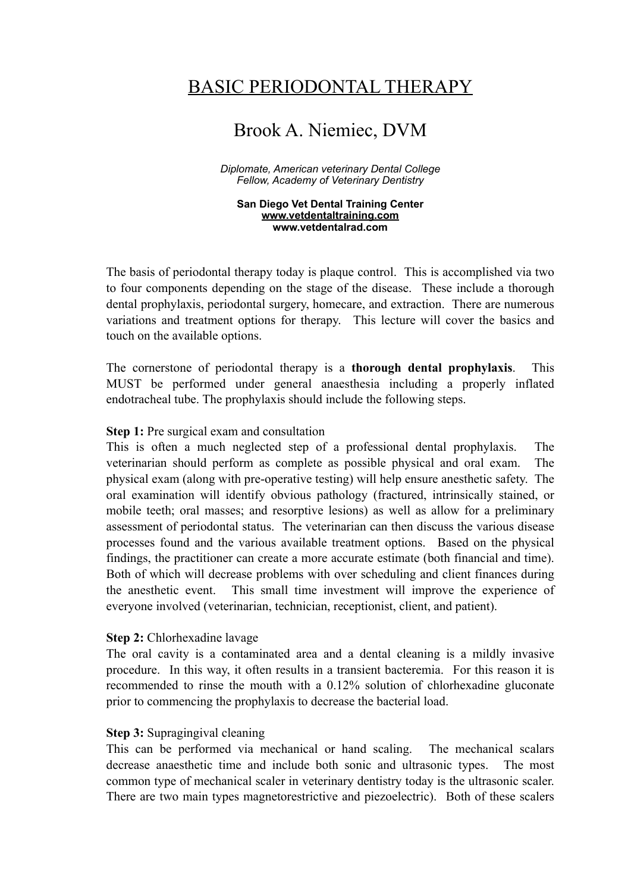# BASIC PERIODONTAL THERAPY

## Brook A. Niemiec, DVM

*Diplomate, American veterinary Dental College*
*Fellow, Academy of Veterinary Dentistry*

**San Diego Vet Dental Training Center**
**www.vetdentaltraining.com**
**www.vetdentalrad.com**

The basis of periodontal therapy today is plaque control. This is accomplished via two to four components depending on the stage of the disease. These include a thorough dental prophylaxis, periodontal surgery, homecare, and extraction. There are numerous variations and treatment options for therapy. This lecture will cover the basics and touch on the available options.

The cornerstone of periodontal therapy is a **thorough dental prophylaxis**. This MUST be performed under general anaesthesia including a properly inflated endotracheal tube. The prophylaxis should include the following steps.

**Step 1:** Pre surgical exam and consultation
This is often a much neglected step of a professional dental prophylaxis. The veterinarian should perform as complete as possible physical and oral exam. The physical exam (along with pre-operative testing) will help ensure anesthetic safety. The oral examination will identify obvious pathology (fractured, intrinsically stained, or mobile teeth; oral masses; and resorptive lesions) as well as allow for a preliminary assessment of periodontal status. The veterinarian can then discuss the various disease processes found and the various available treatment options. Based on the physical findings, the practitioner can create a more accurate estimate (both financial and time). Both of which will decrease problems with over scheduling and client finances during the anesthetic event. This small time investment will improve the experience of everyone involved (veterinarian, technician, receptionist, client, and patient).

**Step 2:** Chlorhexadine lavage
The oral cavity is a contaminated area and a dental cleaning is a mildly invasive procedure. In this way, it often results in a transient bacteremia. For this reason it is recommended to rinse the mouth with a 0.12% solution of chlorhexadine gluconate prior to commencing the prophylaxis to decrease the bacterial load.

**Step 3:** Supragingival cleaning
This can be performed via mechanical or hand scaling. The mechanical scalars decrease anaesthetic time and include both sonic and ultrasonic types. The most common type of mechanical scaler in veterinary dentistry today is the ultrasonic scaler. There are two main types magnetorestrictive and piezoelectric). Both of these scalers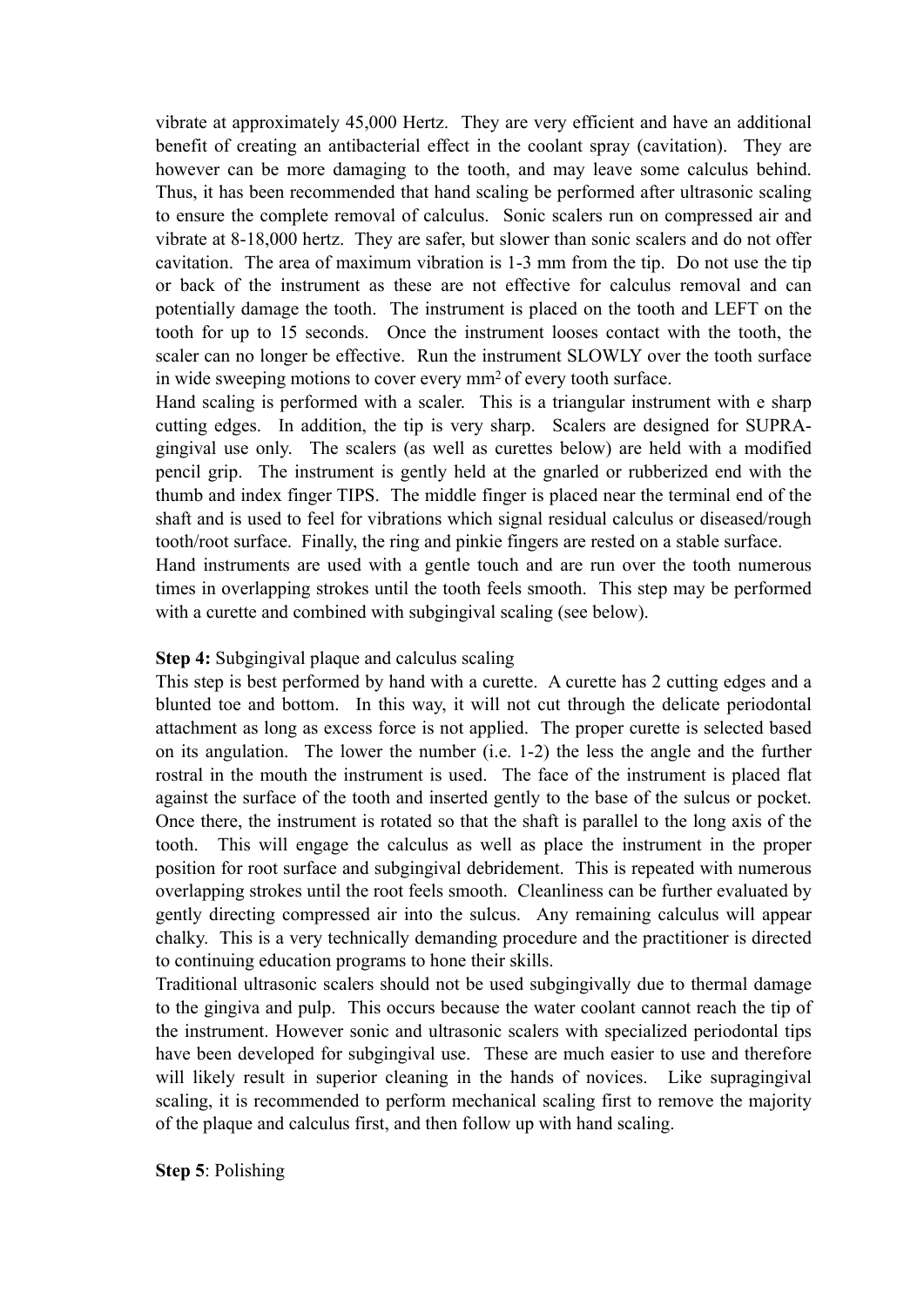vibrate at approximately 45,000 Hertz. They are very efficient and have an additional benefit of creating an antibacterial effect in the coolant spray (cavitation). They are however can be more damaging to the tooth, and may leave some calculus behind. Thus, it has been recommended that hand scaling be performed after ultrasonic scaling to ensure the complete removal of calculus. Sonic scalers run on compressed air and vibrate at 8-18,000 hertz. They are safer, but slower than sonic scalers and do not offer cavitation. The area of maximum vibration is 1-3 mm from the tip. Do not use the tip or back of the instrument as these are not effective for calculus removal and can potentially damage the tooth. The instrument is placed on the tooth and LEFT on the tooth for up to 15 seconds. Once the instrument looses contact with the tooth, the scaler can no longer be effective. Run the instrument SLOWLY over the tooth surface in wide sweeping motions to cover every $mm^2$ of every tooth surface.

Hand scaling is performed with a scaler. This is a triangular instrument with e sharp cutting edges. In addition, the tip is very sharp. Scalers are designed for SUPRA-gingival use only. The scalers (as well as curettes below) are held with a modified pencil grip. The instrument is gently held at the gnarled or rubberized end with the thumb and index finger TIPS. The middle finger is placed near the terminal end of the shaft and is used to feel for vibrations which signal residual calculus or diseased/rough tooth/root surface. Finally, the ring and pinkie fingers are rested on a stable surface.

Hand instruments are used with a gentle touch and are run over the tooth numerous times in overlapping strokes until the tooth feels smooth. This step may be performed with a curette and combined with subgingival scaling (see below).

**Step 4:** Subgingival plaque and calculus scaling

This step is best performed by hand with a curette. A curette has 2 cutting edges and a blunted toe and bottom. In this way, it will not cut through the delicate periodontal attachment as long as excess force is not applied. The proper curette is selected based on its angulation. The lower the number (i.e. 1-2) the less the angle and the further rostral in the mouth the instrument is used. The face of the instrument is placed flat against the surface of the tooth and inserted gently to the base of the sulcus or pocket. Once there, the instrument is rotated so that the shaft is parallel to the long axis of the tooth. This will engage the calculus as well as place the instrument in the proper position for root surface and subgingival debridement. This is repeated with numerous overlapping strokes until the root feels smooth. Cleanliness can be further evaluated by gently directing compressed air into the sulcus. Any remaining calculus will appear chalky. This is a very technically demanding procedure and the practitioner is directed to continuing education programs to hone their skills.

Traditional ultrasonic scalers should not be used subgingivally due to thermal damage to the gingiva and pulp. This occurs because the water coolant cannot reach the tip of the instrument. However sonic and ultrasonic scalers with specialized periodontal tips have been developed for subgingival use. These are much easier to use and therefore will likely result in superior cleaning in the hands of novices. Like supragingival scaling, it is recommended to perform mechanical scaling first to remove the majority of the plaque and calculus first, and then follow up with hand scaling.

**Step 5**: Polishing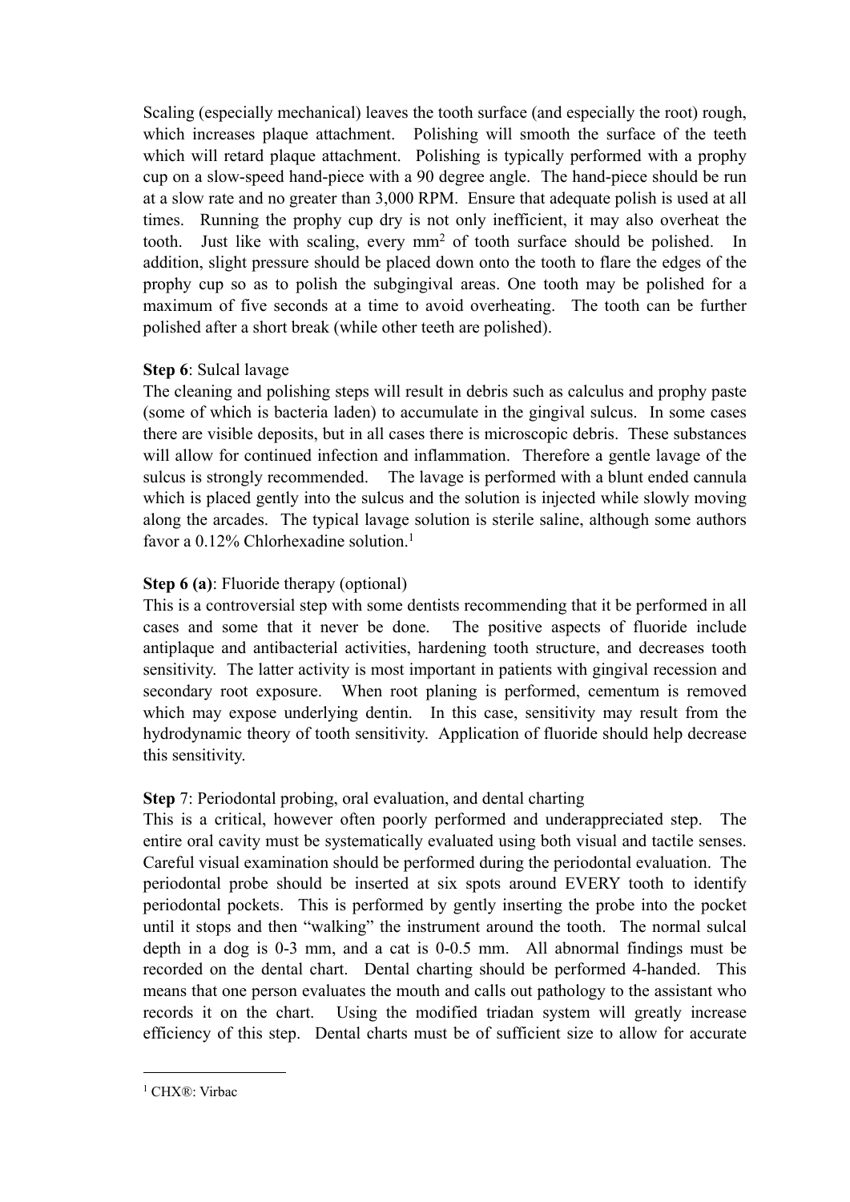Scaling (especially mechanical) leaves the tooth surface (and especially the root) rough, which increases plaque attachment. Polishing will smooth the surface of the teeth which will retard plaque attachment. Polishing is typically performed with a prophy cup on a slow-speed hand-piece with a 90 degree angle. The hand-piece should be run at a slow rate and no greater than 3,000 RPM. Ensure that adequate polish is used at all times. Running the prophy cup dry is not only inefficient, it may also overheat the tooth. Just like with scaling, every $mm^2$ of tooth surface should be polished. In addition, slight pressure should be placed down onto the tooth to flare the edges of the prophy cup so as to polish the subgingival areas. One tooth may be polished for a maximum of five seconds at a time to avoid overheating. The tooth can be further polished after a short break (while other teeth are polished).

**Step 6**: Sulcal lavage

The cleaning and polishing steps will result in debris such as calculus and prophy paste (some of which is bacteria laden) to accumulate in the gingival sulcus. In some cases there are visible deposits, but in all cases there is microscopic debris. These substances will allow for continued infection and inflammation. Therefore a gentle lavage of the sulcus is strongly recommended. The lavage is performed with a blunt ended cannula which is placed gently into the sulcus and the solution is injected while slowly moving along the arcades. The typical lavage solution is sterile saline, although some authors favor a 0.12% Chlorhexadine solution.[1]

**Step 6 (a)**: Fluoride therapy (optional)

This is a controversial step with some dentists recommending that it be performed in all cases and some that it never be done. The positive aspects of fluoride include antiplaque and antibacterial activities, hardening tooth structure, and decreases tooth sensitivity. The latter activity is most important in patients with gingival recession and secondary root exposure. When root planing is performed, cementum is removed which may expose underlying dentin. In this case, sensitivity may result from the hydrodynamic theory of tooth sensitivity. Application of fluoride should help decrease this sensitivity.

**Step** 7: Periodontal probing, oral evaluation, and dental charting

This is a critical, however often poorly performed and underappreciated step. The entire oral cavity must be systematically evaluated using both visual and tactile senses. Careful visual examination should be performed during the periodontal evaluation. The periodontal probe should be inserted at six spots around EVERY tooth to identify periodontal pockets. This is performed by gently inserting the probe into the pocket until it stops and then "walking" the instrument around the tooth. The normal sulcal depth in a dog is 0-3 mm, and a cat is 0-0.5 mm. All abnormal findings must be recorded on the dental chart. Dental charting should be performed 4-handed. This means that one person evaluates the mouth and calls out pathology to the assistant who records it on the chart. Using the modified triadan system will greatly increase efficiency of this step. Dental charts must be of sufficient size to allow for accurate

[1] CHX®: Virbac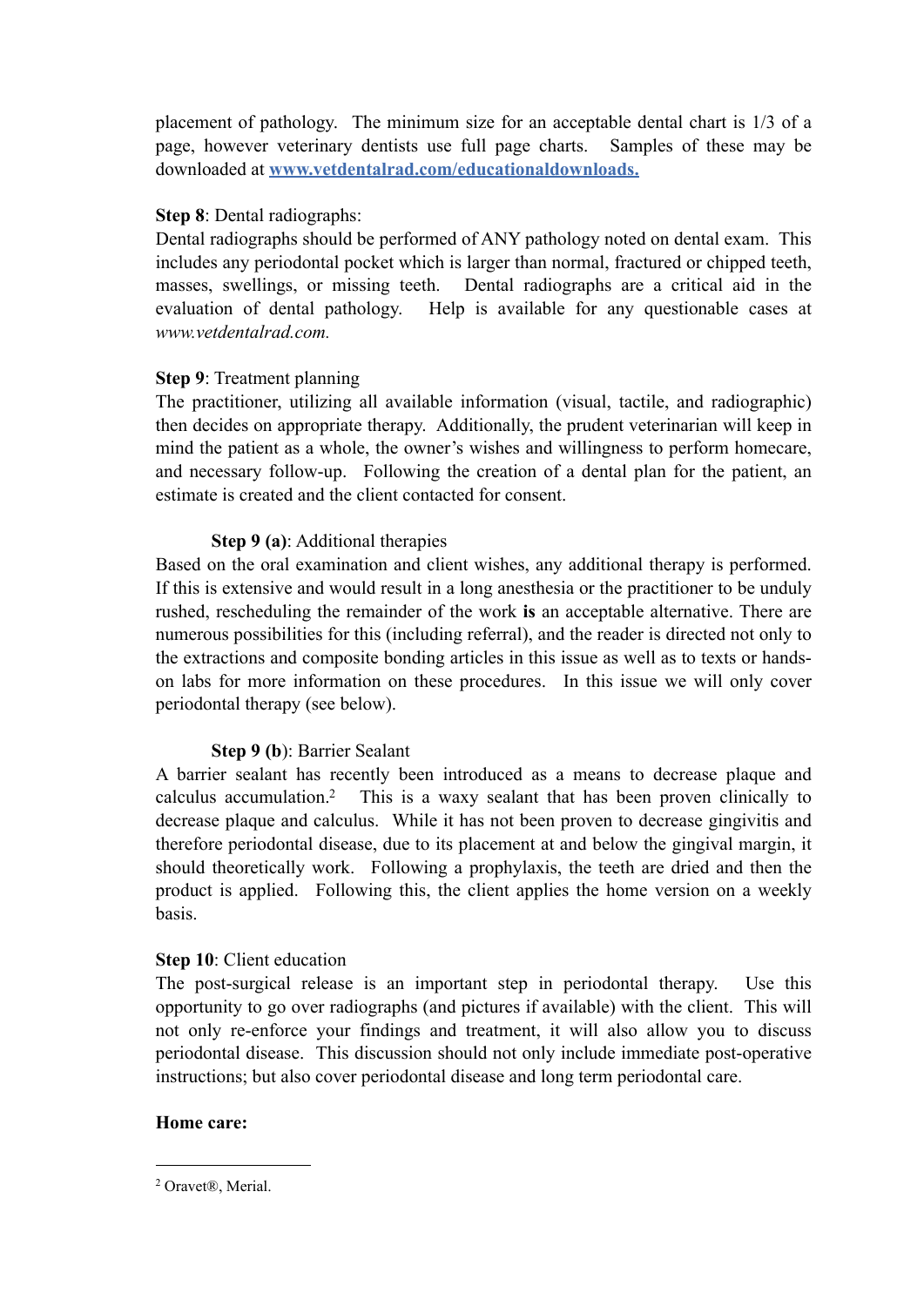placement of pathology. The minimum size for an acceptable dental chart is 1/3 of a page, however veterinary dentists use full page charts. Samples of these may be downloaded at [www.vetdentalrad.com/educationaldownloads.](www.vetdentalrad.com/educationaldownloads)

**Step 8**: Dental radiographs:
Dental radiographs should be performed of ANY pathology noted on dental exam. This includes any periodontal pocket which is larger than normal, fractured or chipped teeth, masses, swellings, or missing teeth. Dental radiographs are a critical aid in the evaluation of dental pathology. Help is available for any questionable cases at *www.vetdentalrad.com.*

**Step 9**: Treatment planning
The practitioner, utilizing all available information (visual, tactile, and radiographic) then decides on appropriate therapy. Additionally, the prudent veterinarian will keep in mind the patient as a whole, the owner's wishes and willingness to perform homecare, and necessary follow-up. Following the creation of a dental plan for the patient, an estimate is created and the client contacted for consent.

**Step 9 (a)**: Additional therapies
Based on the oral examination and client wishes, any additional therapy is performed. If this is extensive and would result in a long anesthesia or the practitioner to be unduly rushed, rescheduling the remainder of the work **is** an acceptable alternative. There are numerous possibilities for this (including referral), and the reader is directed not only to the extractions and composite bonding articles in this issue as well as to texts or hands-on labs for more information on these procedures. In this issue we will only cover periodontal therapy (see below).

**Step 9 (b**): Barrier Sealant
A barrier sealant has recently been introduced as a means to decrease plaque and calculus accumulation.[2] This is a waxy sealant that has been proven clinically to decrease plaque and calculus. While it has not been proven to decrease gingivitis and therefore periodontal disease, due to its placement at and below the gingival margin, it should theoretically work. Following a prophylaxis, the teeth are dried and then the product is applied. Following this, the client applies the home version on a weekly basis.

**Step 10**: Client education
The post-surgical release is an important step in periodontal therapy. Use this opportunity to go over radiographs (and pictures if available) with the client. This will not only re-enforce your findings and treatment, it will also allow you to discuss periodontal disease. This discussion should not only include immediate post-operative instructions; but also cover periodontal disease and long term periodontal care.

**Home care:**

---

[2] Oravet®, Merial.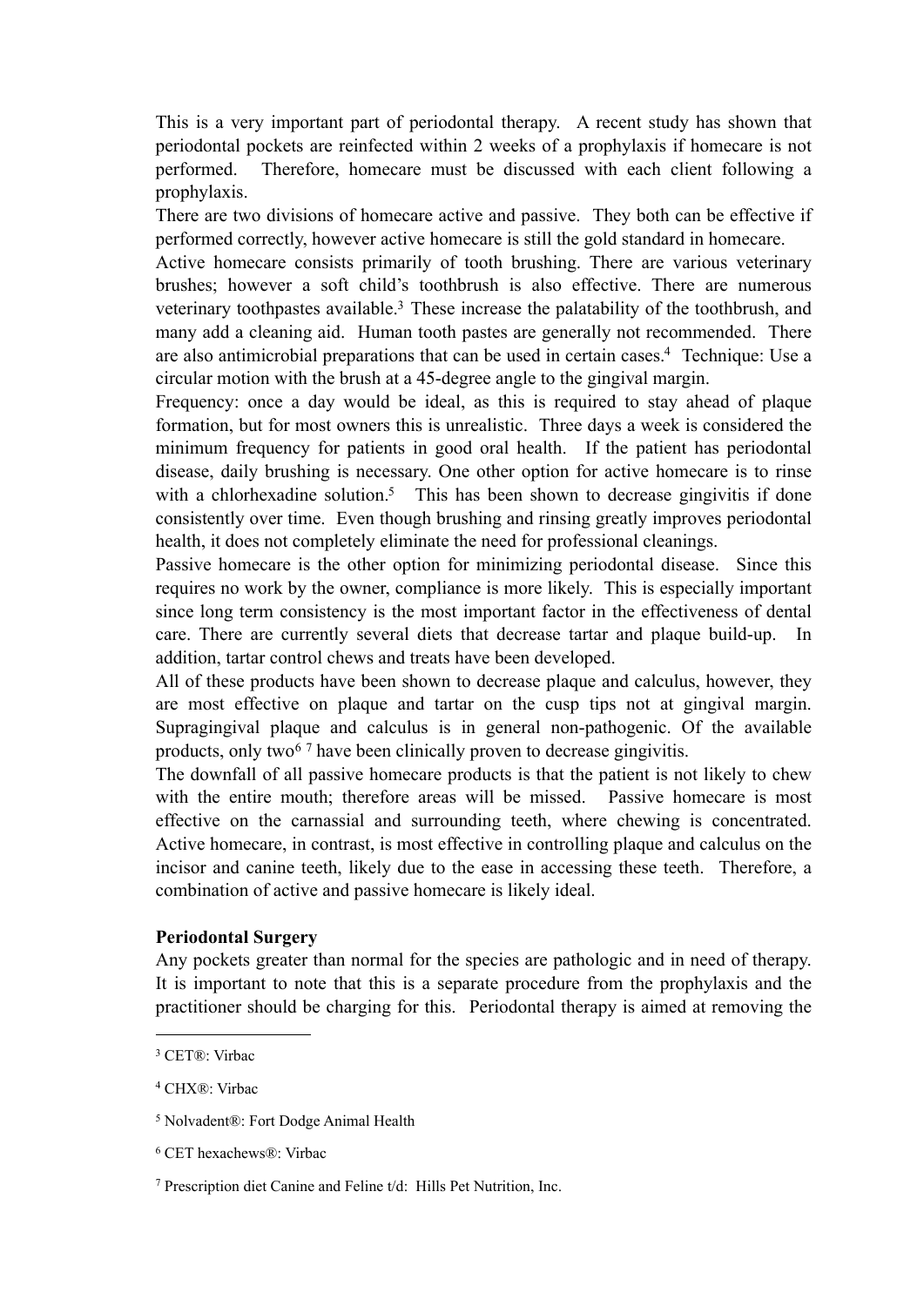This is a very important part of periodontal therapy. A recent study has shown that periodontal pockets are reinfected within 2 weeks of a prophylaxis if homecare is not performed. Therefore, homecare must be discussed with each client following a prophylaxis.

There are two divisions of homecare active and passive. They both can be effective if performed correctly, however active homecare is still the gold standard in homecare.

Active homecare consists primarily of tooth brushing. There are various veterinary brushes; however a soft child's toothbrush is also effective. There are numerous veterinary toothpastes available.[3] These increase the palatability of the toothbrush, and many add a cleaning aid. Human tooth pastes are generally not recommended. There are also antimicrobial preparations that can be used in certain cases.[4] Technique: Use a circular motion with the brush at a 45-degree angle to the gingival margin.

Frequency: once a day would be ideal, as this is required to stay ahead of plaque formation, but for most owners this is unrealistic. Three days a week is considered the minimum frequency for patients in good oral health. If the patient has periodontal disease, daily brushing is necessary. One other option for active homecare is to rinse with a chlorhexadine solution.[5] This has been shown to decrease gingivitis if done consistently over time. Even though brushing and rinsing greatly improves periodontal health, it does not completely eliminate the need for professional cleanings.

Passive homecare is the other option for minimizing periodontal disease. Since this requires no work by the owner, compliance is more likely. This is especially important since long term consistency is the most important factor in the effectiveness of dental care. There are currently several diets that decrease tartar and plaque build-up. In addition, tartar control chews and treats have been developed.

All of these products have been shown to decrease plaque and calculus, however, they are most effective on plaque and tartar on the cusp tips not at gingival margin. Supragingival plaque and calculus is in general non-pathogenic. Of the available products, only two[6] [7] have been clinically proven to decrease gingivitis.

The downfall of all passive homecare products is that the patient is not likely to chew with the entire mouth; therefore areas will be missed. Passive homecare is most effective on the carnassial and surrounding teeth, where chewing is concentrated. Active homecare, in contrast, is most effective in controlling plaque and calculus on the incisor and canine teeth, likely due to the ease in accessing these teeth. Therefore, a combination of active and passive homecare is likely ideal.

**Periodontal Surgery**

Any pockets greater than normal for the species are pathologic and in need of therapy. It is important to note that this is a separate procedure from the prophylaxis and the practitioner should be charging for this. Periodontal therapy is aimed at removing the

---

[3] CET®: Virbac

[4] CHX®: Virbac

[5] Nolvadent®: Fort Dodge Animal Health

[6] CET hexachews®: Virbac

[7] Prescription diet Canine and Feline t/d: Hills Pet Nutrition, Inc.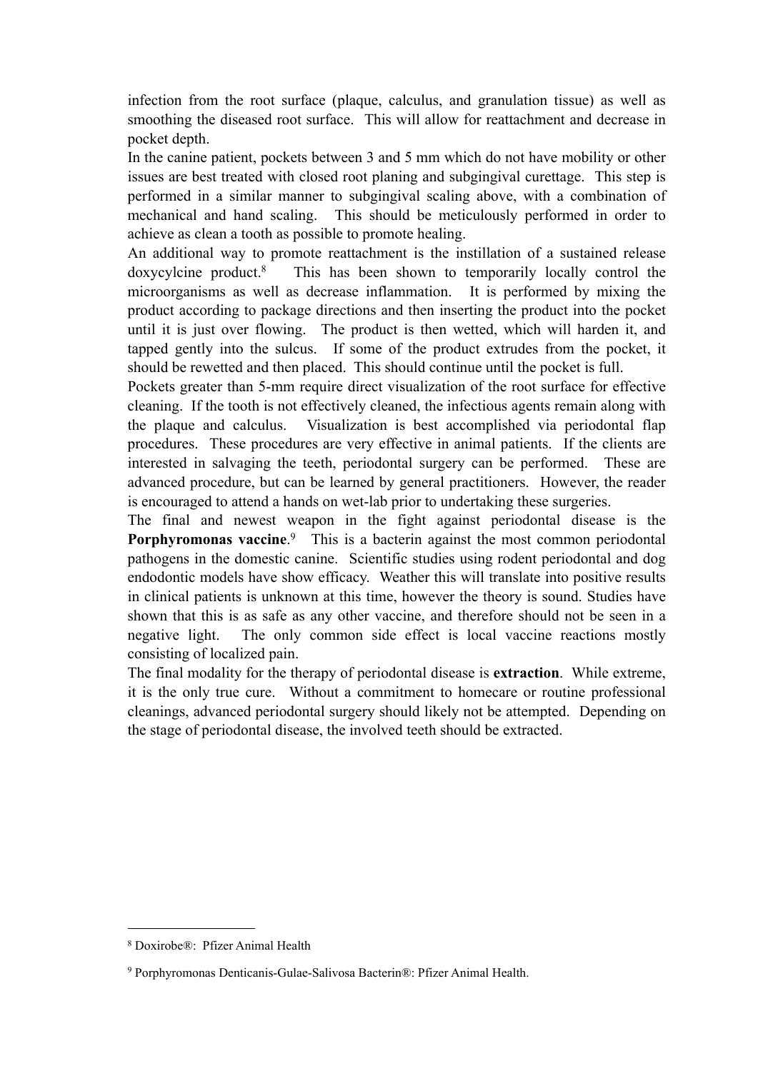infection from the root surface (plaque, calculus, and granulation tissue) as well as smoothing the diseased root surface. This will allow for reattachment and decrease in pocket depth.

In the canine patient, pockets between 3 and 5 mm which do not have mobility or other issues are best treated with closed root planing and subgingival curettage. This step is performed in a similar manner to subgingival scaling above, with a combination of mechanical and hand scaling. This should be meticulously performed in order to achieve as clean a tooth as possible to promote healing.

An additional way to promote reattachment is the instillation of a sustained release doxycylcine product.[8] This has been shown to temporarily locally control the microorganisms as well as decrease inflammation. It is performed by mixing the product according to package directions and then inserting the product into the pocket until it is just over flowing. The product is then wetted, which will harden it, and tapped gently into the sulcus. If some of the product extrudes from the pocket, it should be rewetted and then placed. This should continue until the pocket is full.

Pockets greater than 5-mm require direct visualization of the root surface for effective cleaning. If the tooth is not effectively cleaned, the infectious agents remain along with the plaque and calculus. Visualization is best accomplished via periodontal flap procedures. These procedures are very effective in animal patients. If the clients are interested in salvaging the teeth, periodontal surgery can be performed. These are advanced procedure, but can be learned by general practitioners. However, the reader is encouraged to attend a hands on wet-lab prior to undertaking these surgeries.

The final and newest weapon in the fight against periodontal disease is the **Porphyromonas vaccine**.[9] This is a bacterin against the most common periodontal pathogens in the domestic canine. Scientific studies using rodent periodontal and dog endodontic models have show efficacy. Weather this will translate into positive results in clinical patients is unknown at this time, however the theory is sound. Studies have shown that this is as safe as any other vaccine, and therefore should not be seen in a negative light. The only common side effect is local vaccine reactions mostly consisting of localized pain.

The final modality for the therapy of periodontal disease is **extraction**. While extreme, it is the only true cure. Without a commitment to homecare or routine professional cleanings, advanced periodontal surgery should likely not be attempted. Depending on the stage of periodontal disease, the involved teeth should be extracted.

---

[8] Doxirobe®: Pfizer Animal Health

[9] Porphyromonas Denticanis-Gulae-Salivosa Bacterin®: Pfizer Animal Health.